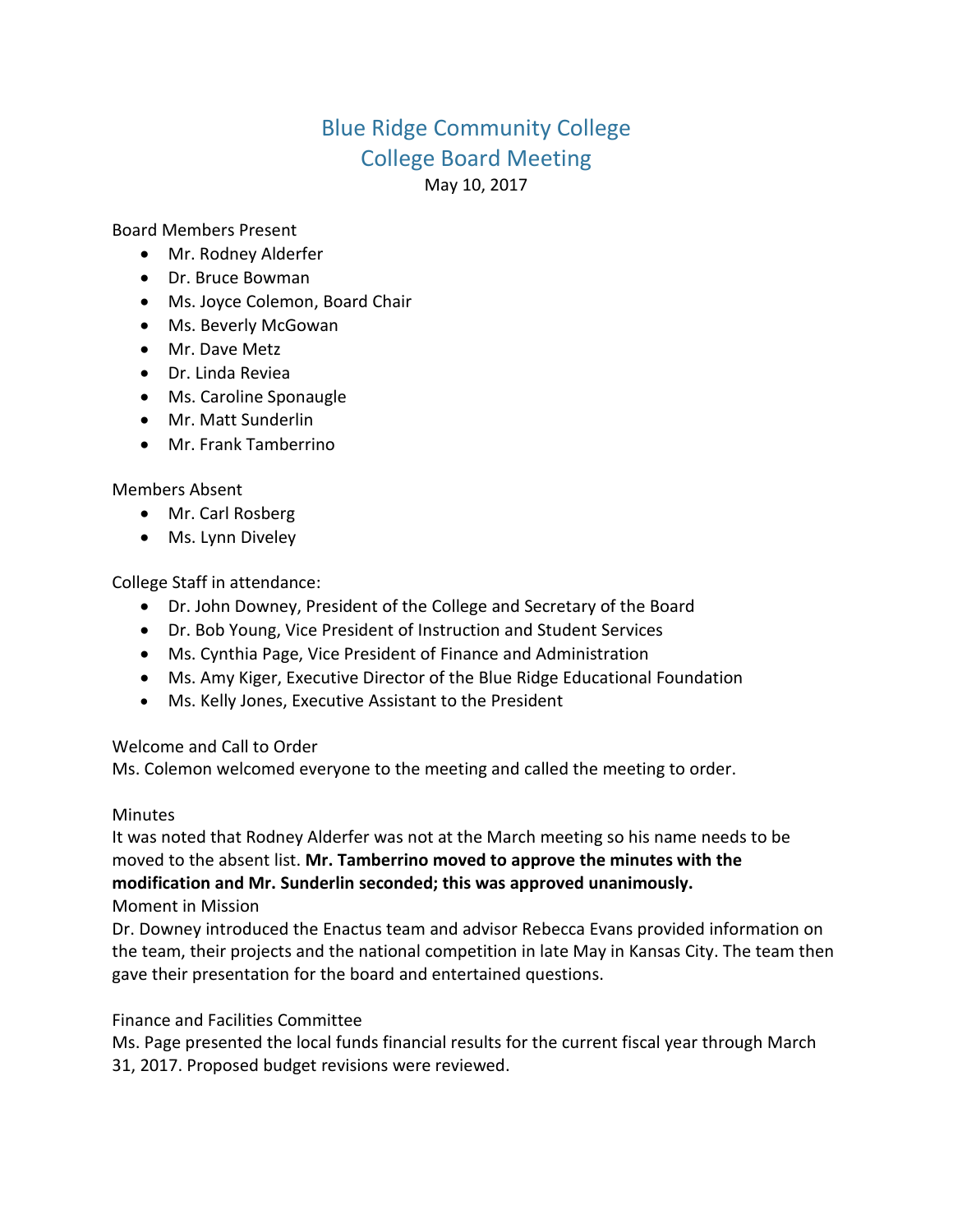# Blue Ridge Community College
# College Board Meeting

May 10, 2017

Board Members Present

- Mr. Rodney Alderfer
- Dr. Bruce Bowman
- Ms. Joyce Colemon, Board Chair
- Ms. Beverly McGowan
- Mr. Dave Metz
- Dr. Linda Reviea
- Ms. Caroline Sponaugle
- Mr. Matt Sunderlin
- Mr. Frank Tamberrino

Members Absent

- Mr. Carl Rosberg
- Ms. Lynn Diveley

College Staff in attendance:

- Dr. John Downey, President of the College and Secretary of the Board
- Dr. Bob Young, Vice President of Instruction and Student Services
- Ms. Cynthia Page, Vice President of Finance and Administration
- Ms. Amy Kiger, Executive Director of the Blue Ridge Educational Foundation
- Ms. Kelly Jones, Executive Assistant to the President

Welcome and Call to Order

Ms. Colemon welcomed everyone to the meeting and called the meeting to order.

Minutes

It was noted that Rodney Alderfer was not at the March meeting so his name needs to be moved to the absent list. **Mr. Tamberrino moved to approve the minutes with the modification and Mr. Sunderlin seconded; this was approved unanimously.**

Moment in Mission

Dr. Downey introduced the Enactus team and advisor Rebecca Evans provided information on the team, their projects and the national competition in late May in Kansas City. The team then gave their presentation for the board and entertained questions.

Finance and Facilities Committee

Ms. Page presented the local funds financial results for the current fiscal year through March 31, 2017. Proposed budget revisions were reviewed.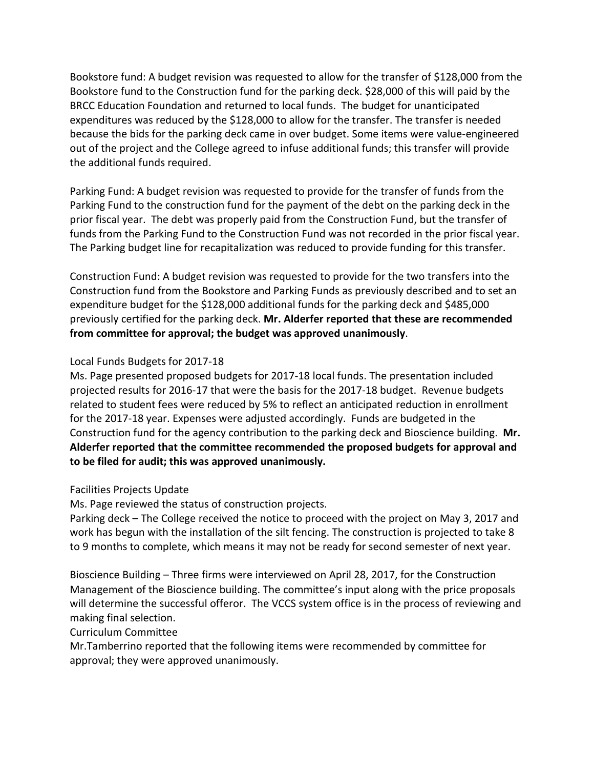Bookstore fund: A budget revision was requested to allow for the transfer of $128,000 from the Bookstore fund to the Construction fund for the parking deck. $28,000 of this will paid by the BRCC Education Foundation and returned to local funds. The budget for unanticipated expenditures was reduced by the $128,000 to allow for the transfer. The transfer is needed because the bids for the parking deck came in over budget. Some items were value-engineered out of the project and the College agreed to infuse additional funds; this transfer will provide the additional funds required.

Parking Fund: A budget revision was requested to provide for the transfer of funds from the Parking Fund to the construction fund for the payment of the debt on the parking deck in the prior fiscal year. The debt was properly paid from the Construction Fund, but the transfer of funds from the Parking Fund to the Construction Fund was not recorded in the prior fiscal year. The Parking budget line for recapitalization was reduced to provide funding for this transfer.

Construction Fund: A budget revision was requested to provide for the two transfers into the Construction fund from the Bookstore and Parking Funds as previously described and to set an expenditure budget for the $128,000 additional funds for the parking deck and $485,000 previously certified for the parking deck. **Mr. Alderfer reported that these are recommended from committee for approval; the budget was approved unanimously**.

Local Funds Budgets for 2017-18

Ms. Page presented proposed budgets for 2017-18 local funds. The presentation included projected results for 2016-17 that were the basis for the 2017-18 budget. Revenue budgets related to student fees were reduced by 5% to reflect an anticipated reduction in enrollment for the 2017-18 year. Expenses were adjusted accordingly. Funds are budgeted in the Construction fund for the agency contribution to the parking deck and Bioscience building. **Mr. Alderfer reported that the committee recommended the proposed budgets for approval and to be filed for audit; this was approved unanimously.**

Facilities Projects Update

Ms. Page reviewed the status of construction projects.

Parking deck – The College received the notice to proceed with the project on May 3, 2017 and work has begun with the installation of the silt fencing. The construction is projected to take 8 to 9 months to complete, which means it may not be ready for second semester of next year.

Bioscience Building – Three firms were interviewed on April 28, 2017, for the Construction Management of the Bioscience building. The committee's input along with the price proposals will determine the successful offeror. The VCCS system office is in the process of reviewing and making final selection.

Curriculum Committee

Mr.Tamberrino reported that the following items were recommended by committee for approval; they were approved unanimously.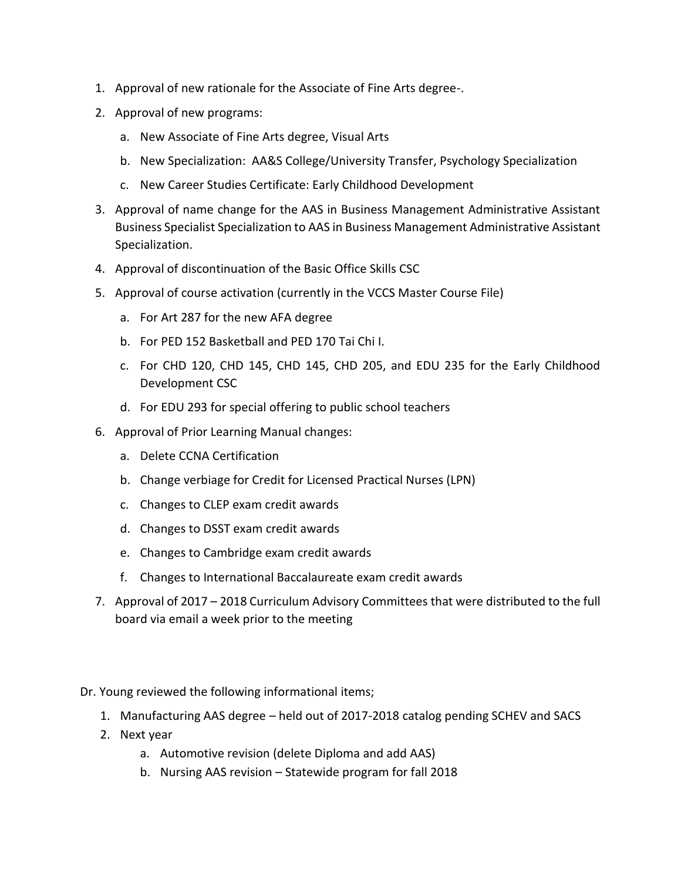1. Approval of new rationale for the Associate of Fine Arts degree-.
2. Approval of new programs:
   a. New Associate of Fine Arts degree, Visual Arts
   b. New Specialization: AA&S College/University Transfer, Psychology Specialization
   c. New Career Studies Certificate: Early Childhood Development
3. Approval of name change for the AAS in Business Management Administrative Assistant Business Specialist Specialization to AAS in Business Management Administrative Assistant Specialization.
4. Approval of discontinuation of the Basic Office Skills CSC
5. Approval of course activation (currently in the VCCS Master Course File)
   a. For Art 287 for the new AFA degree
   b. For PED 152 Basketball and PED 170 Tai Chi I.
   c. For CHD 120, CHD 145, CHD 145, CHD 205, and EDU 235 for the Early Childhood Development CSC
   d. For EDU 293 for special offering to public school teachers
6. Approval of Prior Learning Manual changes:
   a. Delete CCNA Certification
   b. Change verbiage for Credit for Licensed Practical Nurses (LPN)
   c. Changes to CLEP exam credit awards
   d. Changes to DSST exam credit awards
   e. Changes to Cambridge exam credit awards
   f. Changes to International Baccalaureate exam credit awards
7. Approval of 2017 – 2018 Curriculum Advisory Committees that were distributed to the full board via email a week prior to the meeting

Dr. Young reviewed the following informational items;

1. Manufacturing AAS degree – held out of 2017-2018 catalog pending SCHEV and SACS
2. Next year
   a. Automotive revision (delete Diploma and add AAS)
   b. Nursing AAS revision – Statewide program for fall 2018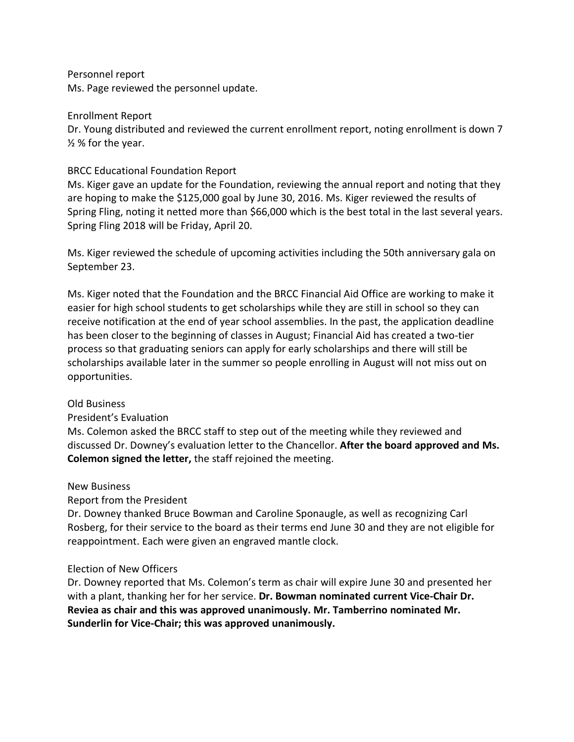Personnel report
Ms. Page reviewed the personnel update.

Enrollment Report
Dr. Young distributed and reviewed the current enrollment report, noting enrollment is down 7 ½ % for the year.

BRCC Educational Foundation Report
Ms. Kiger gave an update for the Foundation, reviewing the annual report and noting that they are hoping to make the $125,000 goal by June 30, 2016. Ms. Kiger reviewed the results of Spring Fling, noting it netted more than $66,000 which is the best total in the last several years. Spring Fling 2018 will be Friday, April 20.

Ms. Kiger reviewed the schedule of upcoming activities including the 50th anniversary gala on September 23.

Ms. Kiger noted that the Foundation and the BRCC Financial Aid Office are working to make it easier for high school students to get scholarships while they are still in school so they can receive notification at the end of year school assemblies. In the past, the application deadline has been closer to the beginning of classes in August; Financial Aid has created a two-tier process so that graduating seniors can apply for early scholarships and there will still be scholarships available later in the summer so people enrolling in August will not miss out on opportunities.

Old Business
President's Evaluation
Ms. Colemon asked the BRCC staff to step out of the meeting while they reviewed and discussed Dr. Downey's evaluation letter to the Chancellor. **After the board approved and Ms. Colemon signed the letter,** the staff rejoined the meeting.

New Business
Report from the President
Dr. Downey thanked Bruce Bowman and Caroline Sponaugle, as well as recognizing Carl Rosberg, for their service to the board as their terms end June 30 and they are not eligible for reappointment. Each were given an engraved mantle clock.

Election of New Officers
Dr. Downey reported that Ms. Colemon's term as chair will expire June 30 and presented her with a plant, thanking her for her service. **Dr. Bowman nominated current Vice-Chair Dr. Reviea as chair and this was approved unanimously. Mr. Tamberrino nominated Mr. Sunderlin for Vice-Chair; this was approved unanimously.**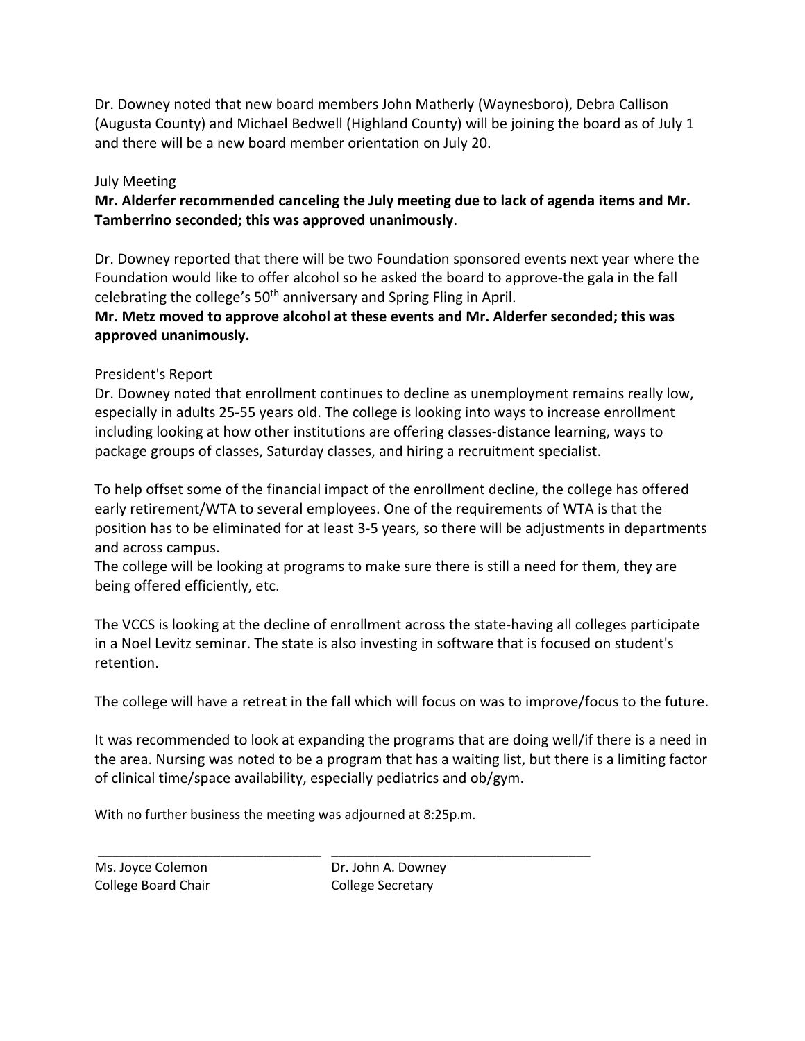Dr. Downey noted that new board members John Matherly (Waynesboro), Debra Callison (Augusta County) and Michael Bedwell (Highland County) will be joining the board as of July 1 and there will be a new board member orientation on July 20.

July Meeting

**Mr. Alderfer recommended canceling the July meeting due to lack of agenda items and Mr. Tamberrino seconded; this was approved unanimously**.

Dr. Downey reported that there will be two Foundation sponsored events next year where the Foundation would like to offer alcohol so he asked the board to approve-the gala in the fall celebrating the college's 50th anniversary and Spring Fling in April.

**Mr. Metz moved to approve alcohol at these events and Mr. Alderfer seconded; this was approved unanimously.**

President's Report

Dr. Downey noted that enrollment continues to decline as unemployment remains really low, especially in adults 25-55 years old. The college is looking into ways to increase enrollment including looking at how other institutions are offering classes-distance learning, ways to package groups of classes, Saturday classes, and hiring a recruitment specialist.

To help offset some of the financial impact of the enrollment decline, the college has offered early retirement/WTA to several employees. One of the requirements of WTA is that the position has to be eliminated for at least 3-5 years, so there will be adjustments in departments and across campus.

The college will be looking at programs to make sure there is still a need for them, they are being offered efficiently, etc.

The VCCS is looking at the decline of enrollment across the state-having all colleges participate in a Noel Levitz seminar. The state is also investing in software that is focused on student's retention.

The college will have a retreat in the fall which will focus on was to improve/focus to the future.

It was recommended to look at expanding the programs that are doing well/if there is a need in the area. Nursing was noted to be a program that has a waiting list, but there is a limiting factor of clinical time/space availability, especially pediatrics and ob/gym.

With no further business the meeting was adjourned at 8:25p.m.

| | |
|---|---|
| _______________________________ | ___________________________________ |
| Ms. Joyce Colemon | Dr. John A. Downey |
| College Board Chair | College Secretary |